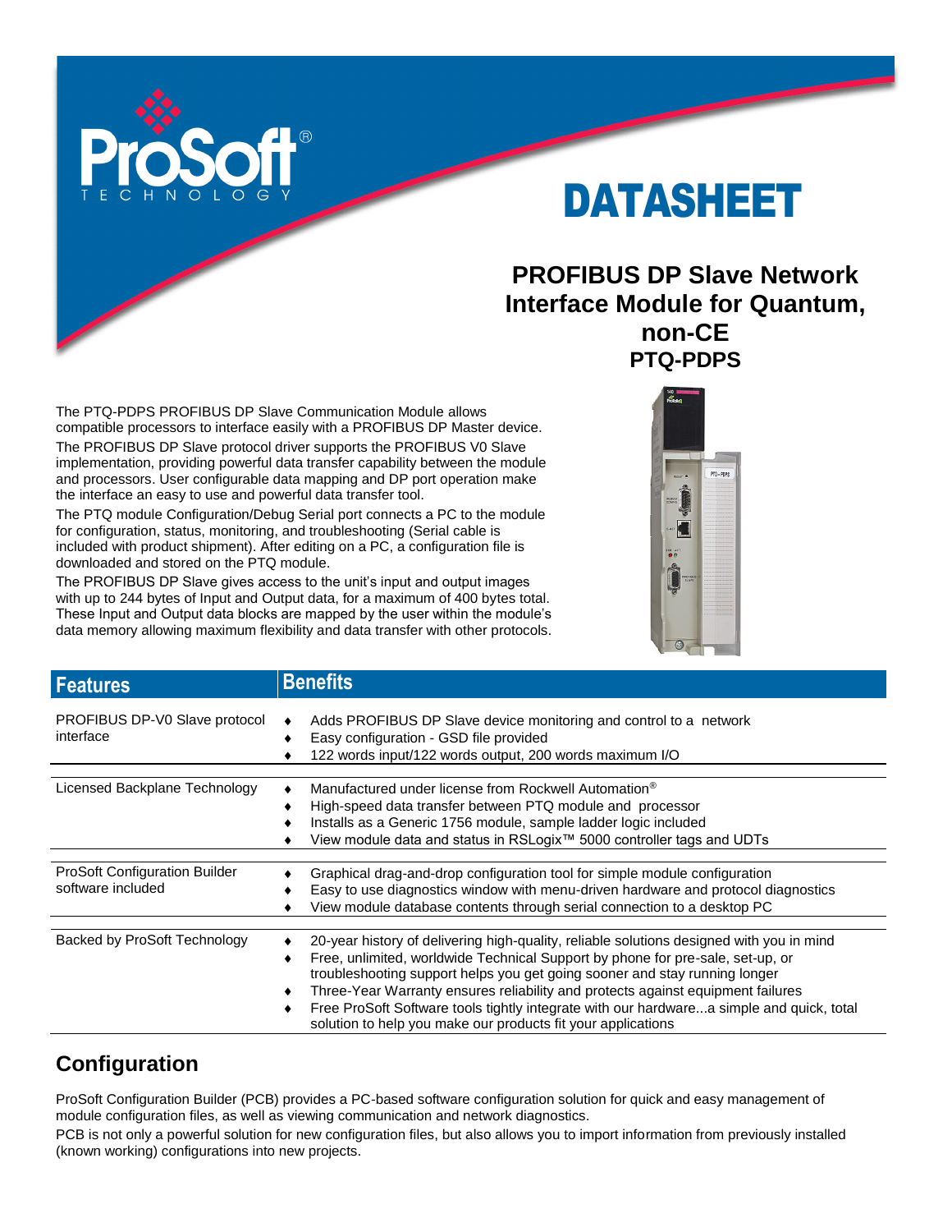# DATASHEET

## PROFIBUS DP Slave Network Interface Module for Quantum, non-CE

## PTQ-PDPS

The PTQ-PDPS PROFIBUS DP Slave Communication Module allows compatible processors to interface easily with a PROFIBUS DP Master device.

The PROFIBUS DP Slave protocol driver supports the PROFIBUS V0 Slave implementation, providing powerful data transfer capability between the module and processors. User configurable data mapping and DP port operation make the interface an easy to use and powerful data transfer tool.

The PTQ module Configuration/Debug Serial port connects a PC to the module for configuration, status, monitoring, and troubleshooting (Serial cable is included with product shipment). After editing on a PC, a configuration file is downloaded and stored on the PTQ module.

The PROFIBUS DP Slave gives access to the unit's input and output images with up to 244 bytes of Input and Output data, for a maximum of 400 bytes total. These Input and Output data blocks are mapped by the user within the module's data memory allowing maximum flexibility and data transfer with other protocols.

| Features | Benefits |
|---|---|
| PROFIBUS DP-V0 Slave protocol interface | ♦ Adds PROFIBUS DP Slave device monitoring and control to a network<br>♦ Easy configuration - GSD file provided<br>♦ 122 words input/122 words output, 200 words maximum I/O |
| Licensed Backplane Technology | ♦ Manufactured under license from Rockwell Automation®<br>♦ High-speed data transfer between PTQ module and processor<br>♦ Installs as a Generic 1756 module, sample ladder logic included<br>♦ View module data and status in RSLogix™ 5000 controller tags and UDTs |
| ProSoft Configuration Builder software included | ♦ Graphical drag-and-drop configuration tool for simple module configuration<br>♦ Easy to use diagnostics window with menu-driven hardware and protocol diagnostics<br>♦ View module database contents through serial connection to a desktop PC |
| Backed by ProSoft Technology | ♦ 20-year history of delivering high-quality, reliable solutions designed with you in mind<br>♦ Free, unlimited, worldwide Technical Support by phone for pre-sale, set-up, or troubleshooting support helps you get going sooner and stay running longer<br>♦ Three-Year Warranty ensures reliability and protects against equipment failures<br>♦ Free ProSoft Software tools tightly integrate with our hardware...a simple and quick, total solution to help you make our products fit your applications |

## Configuration

ProSoft Configuration Builder (PCB) provides a PC-based software configuration solution for quick and easy management of module configuration files, as well as viewing communication and network diagnostics.

PCB is not only a powerful solution for new configuration files, but also allows you to import information from previously installed (known working) configurations into new projects.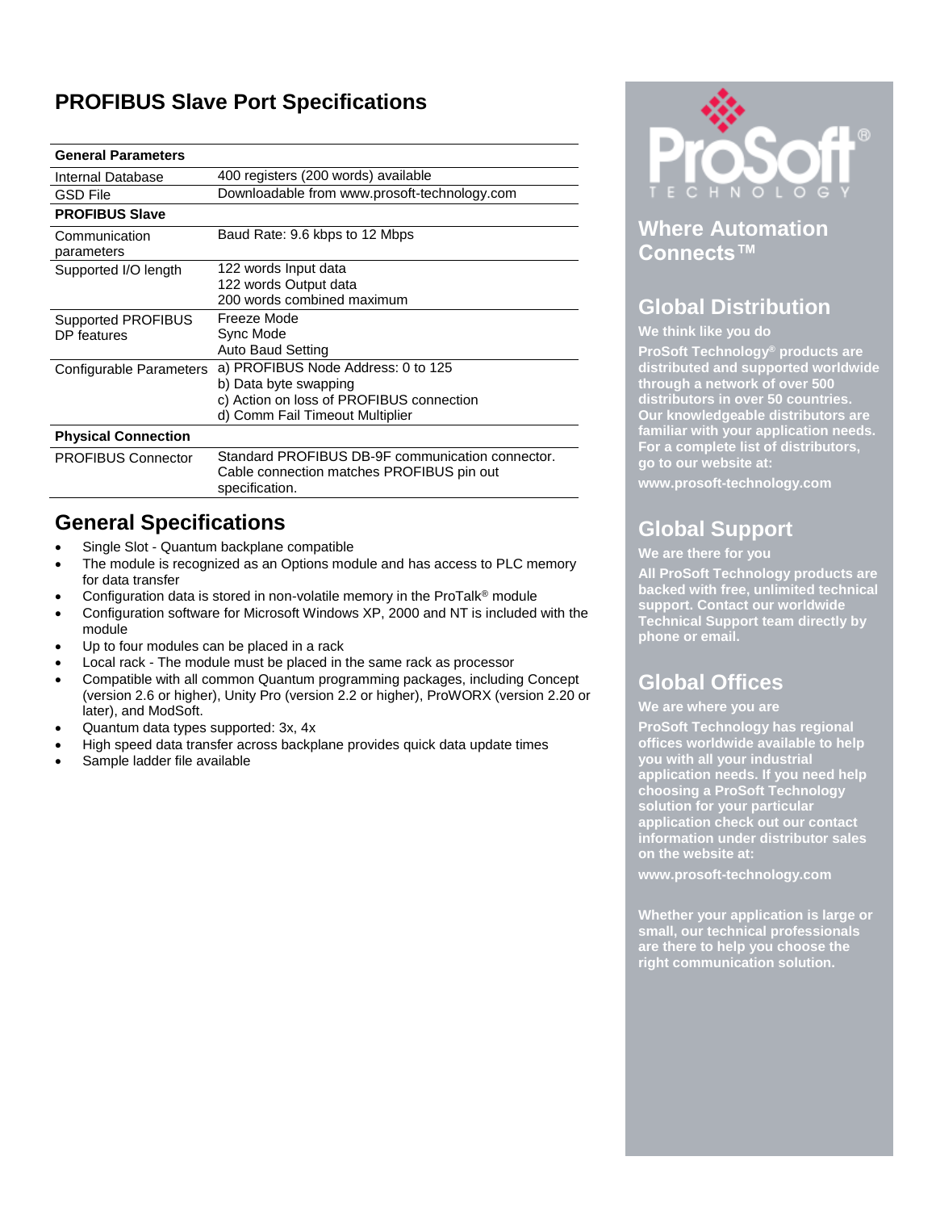# PROFIBUS Slave Port Specifications

| General Parameters | |
|---|---|
| Internal Database | 400 registers (200 words) available |
| GSD File | Downloadable from www.prosoft-technology.com |
| **PROFIBUS Slave** | |
| Communication parameters | Baud Rate: 9.6 kbps to 12 Mbps |
| Supported I/O length | 122 words Input data<br>122 words Output data<br>200 words combined maximum |
| Supported PROFIBUS DP features | Freeze Mode<br>Sync Mode<br>Auto Baud Setting |
| Configurable Parameters | a) PROFIBUS Node Address: 0 to 125<br>b) Data byte swapping<br>c) Action on loss of PROFIBUS connection<br>d) Comm Fail Timeout Multiplier |
| **Physical Connection** | |
| PROFIBUS Connector | Standard PROFIBUS DB-9F communication connector. Cable connection matches PROFIBUS pin out specification. |

## General Specifications

- Single Slot - Quantum backplane compatible
- The module is recognized as an Options module and has access to PLC memory for data transfer
- Configuration data is stored in non-volatile memory in the ProTalk® module
- Configuration software for Microsoft Windows XP, 2000 and NT is included with the module
- Up to four modules can be placed in a rack
- Local rack - The module must be placed in the same rack as processor
- Compatible with all common Quantum programming packages, including Concept (version 2.6 or higher), Unity Pro (version 2.2 or higher), ProWORX (version 2.20 or later), and ModSoft.
- Quantum data types supported: 3x, 4x
- High speed data transfer across backplane provides quick data update times
- Sample ladder file available

ProSoft TECHNOLOGY

## Where Automation Connects™

## Global Distribution

**We think like you do**

**ProSoft Technology® products are distributed and supported worldwide through a network of over 500 distributors in over 50 countries. Our knowledgeable distributors are familiar with your application needs. For a complete list of distributors, go to our website at:**

**www.prosoft-technology.com**

## Global Support

**We are there for you**

**All ProSoft Technology products are backed with free, unlimited technical support. Contact our worldwide Technical Support team directly by phone or email.**

## Global Offices

**We are where you are**

**ProSoft Technology has regional offices worldwide available to help you with all your industrial application needs. If you need help choosing a ProSoft Technology solution for your particular application check out our contact information under distributor sales on the website at:**

**www.prosoft-technology.com**

**Whether your application is large or small, our technical professionals are there to help you choose the right communication solution.**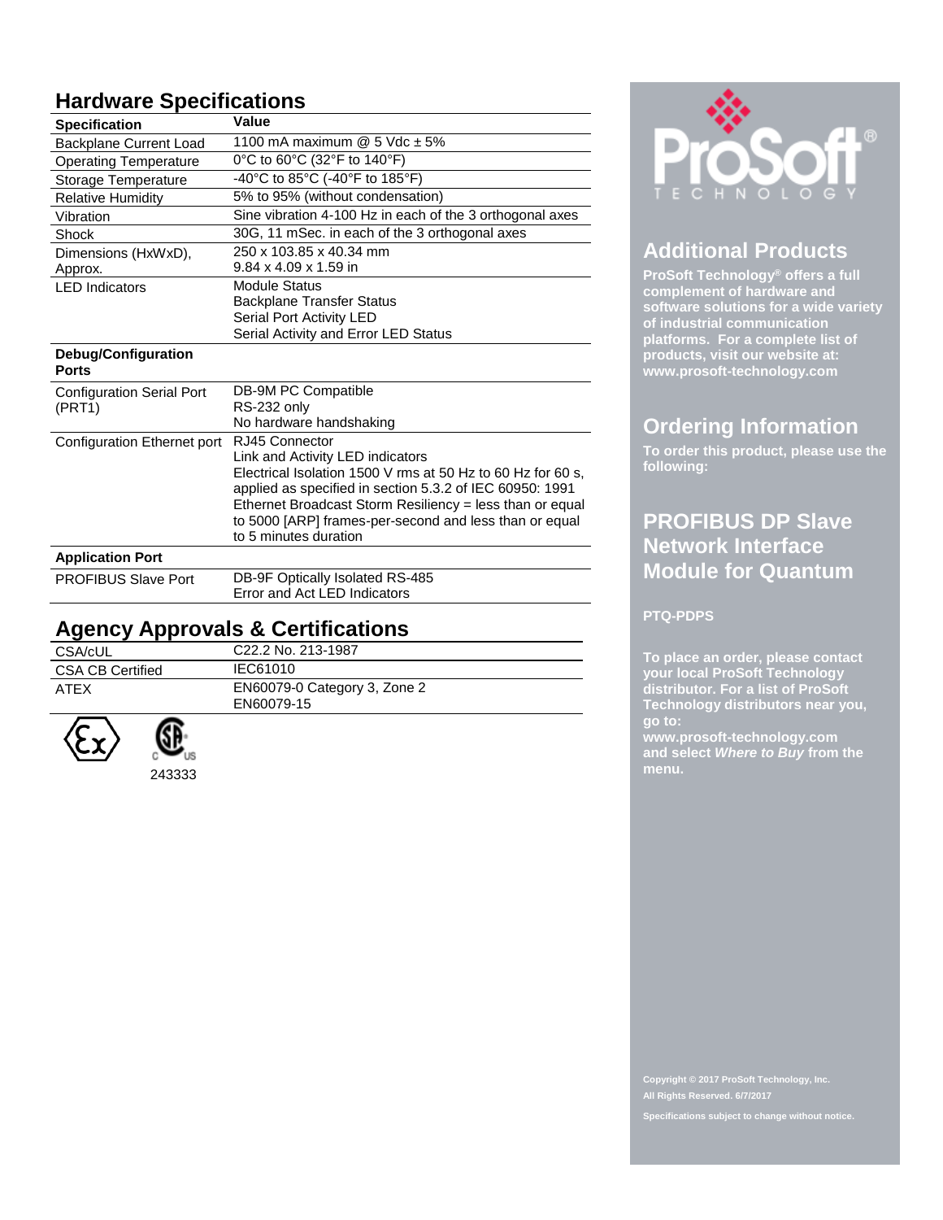## Hardware Specifications

| Specification | Value |
|---|---|
| Backplane Current Load | 1100 mA maximum @ 5 Vdc ± 5% |
| Operating Temperature | 0°C to 60°C (32°F to 140°F) |
| Storage Temperature | -40°C to 85°C (-40°F to 185°F) |
| Relative Humidity | 5% to 95% (without condensation) |
| Vibration | Sine vibration 4-100 Hz in each of the 3 orthogonal axes |
| Shock | 30G, 11 mSec. in each of the 3 orthogonal axes |
| Dimensions (HxWxD), Approx. | 250 x 103.85 x 40.34 mm<br>9.84 x 4.09 x 1.59 in |
| LED Indicators | Module Status<br>Backplane Transfer Status<br>Serial Port Activity LED<br>Serial Activity and Error LED Status |
| **Debug/Configuration Ports** | |
| Configuration Serial Port (PRT1) | DB-9M PC Compatible<br>RS-232 only<br>No hardware handshaking |
| Configuration Ethernet port | RJ45 Connector<br>Link and Activity LED indicators<br>Electrical Isolation 1500 V rms at 50 Hz to 60 Hz for 60 s, applied as specified in section 5.3.2 of IEC 60950: 1991<br>Ethernet Broadcast Storm Resiliency = less than or equal to 5000 [ARP] frames-per-second and less than or equal to 5 minutes duration |
| **Application Port** | |
| PROFIBUS Slave Port | DB-9F Optically Isolated RS-485<br>Error and Act LED Indicators |

## Agency Approvals & Certifications

| | |
|---|---|
| CSA/cUL | C22.2 No. 213-1987 |
| CSA CB Certified | IEC61010 |
| ATEX | EN60079-0 Category 3, Zone 2<br>EN60079-15 |

243333

## Additional Products

**ProSoft Technology® offers a full complement of hardware and software solutions for a wide variety of industrial communication platforms. For a complete list of products, visit our website at: www.prosoft-technology.com**

## Ordering Information

**To order this product, please use the following:**

## PROFIBUS DP Slave Network Interface Module for Quantum

**PTQ-PDPS**

**To place an order, please contact your local ProSoft Technology distributor. For a list of ProSoft Technology distributors near you, go to: www.prosoft-technology.com and select *Where to Buy* from the menu.**

Copyright © 2017 ProSoft Technology, Inc. All Rights Reserved. 6/7/2017

Specifications subject to change without notice.